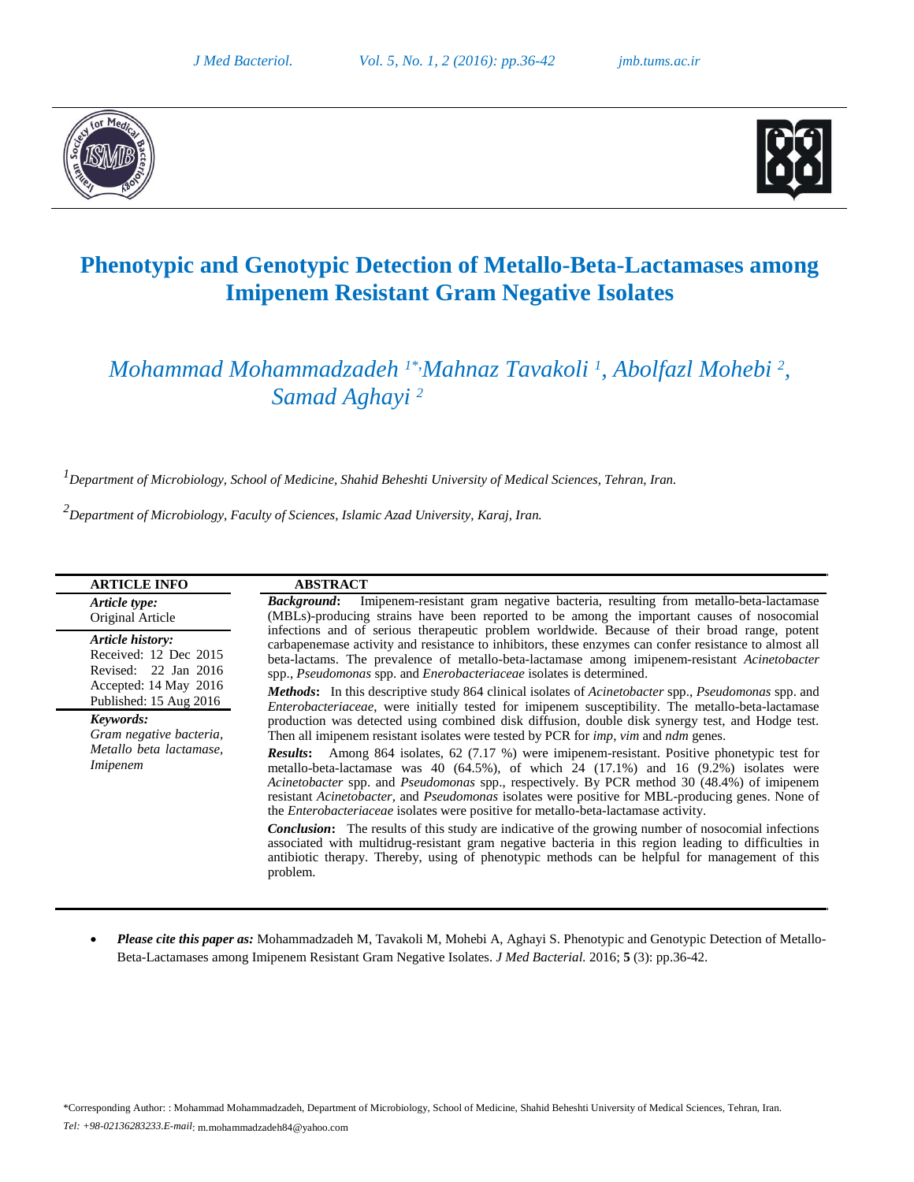# Phenotypic and Genotypic Detection of Metallo-Beta-Lactamases among Imipenem Resistant Gram Negative Isolates

*Mohammad Mohammadzadeh [1*], Mahnaz Tavakoli [1], Abolfazl Mohebi [2], Samad Aghayi [2]*

[1] *Department of Microbiology, School of Medicine, Shahid Beheshti University of Medical Sciences, Tehran, Iran.*

[2] *Department of Microbiology, Faculty of Sciences, Islamic Azad University, Karaj, Iran.*

**ARTICLE INFO**

***Article type:***
Original Article

***Article history:***
Received: 12 Dec 2015
Revised: 22 Jan 2016
Accepted: 14 May 2016
Published: 15 Aug 2016

***Keywords:***
*Gram negative bacteria, Metallo beta lactamase, Imipenem*

**ABSTRACT**

***Background*:** Imipenem-resistant gram negative bacteria, resulting from metallo-beta-lactamase (MBLs)-producing strains have been reported to be among the important causes of nosocomial infections and of serious therapeutic problem worldwide. Because of their broad range, potent carbapenemase activity and resistance to inhibitors, these enzymes can confer resistance to almost all beta-lactams. The prevalence of metallo-beta-lactamase among imipenem-resistant *Acinetobacter* spp., *Pseudomonas* spp. and *Enerobacteriaceae* isolates is determined.

***Methods*:** In this descriptive study 864 clinical isolates of *Acinetobacter* spp., *Pseudomonas* spp. and *Enterobacteriaceae,* were initially tested for imipenem susceptibility. The metallo-beta-lactamase production was detected using combined disk diffusion, double disk synergy test, and Hodge test. Then all imipenem resistant isolates were tested by PCR for *imp*, *vim* and *ndm* genes.

***Results*:** Among 864 isolates, 62 (7.17 %) were imipenem-resistant. Positive phonetypic test for metallo-beta-lactamase was 40 (64.5%), of which 24 (17.1%) and 16 (9.2%) isolates were *Acinetobacter* spp. and *Pseudomonas* spp., respectively. By PCR method 30 (48.4%) of imipenem resistant *Acinetobacter,* and *Pseudomonas* isolates were positive for MBL-producing genes. None of the *Enterobacteriaceae* isolates were positive for metallo-beta-lactamase activity.

***Conclusion*:** The results of this study are indicative of the growing number of nosocomial infections associated with multidrug-resistant gram negative bacteria in this region leading to difficulties in antibiotic therapy. Thereby, using of phenotypic methods can be helpful for management of this problem.

- ***Please cite this paper as:*** Mohammadzadeh M, Tavakoli M, Mohebi A, Aghayi S. Phenotypic and Genotypic Detection of Metallo-Beta-Lactamases among Imipenem Resistant Gram Negative Isolates. *J Med Bacterial.* 2016; **5** (3): pp.36-42.

\*Corresponding Author: : Mohammad Mohammadzadeh, Department of Microbiology, School of Medicine, Shahid Beheshti University of Medical Sciences, Tehran, Iran.
*Tel: +98-02136283233.E-mail*: m.mohammadzadeh84@yahoo.com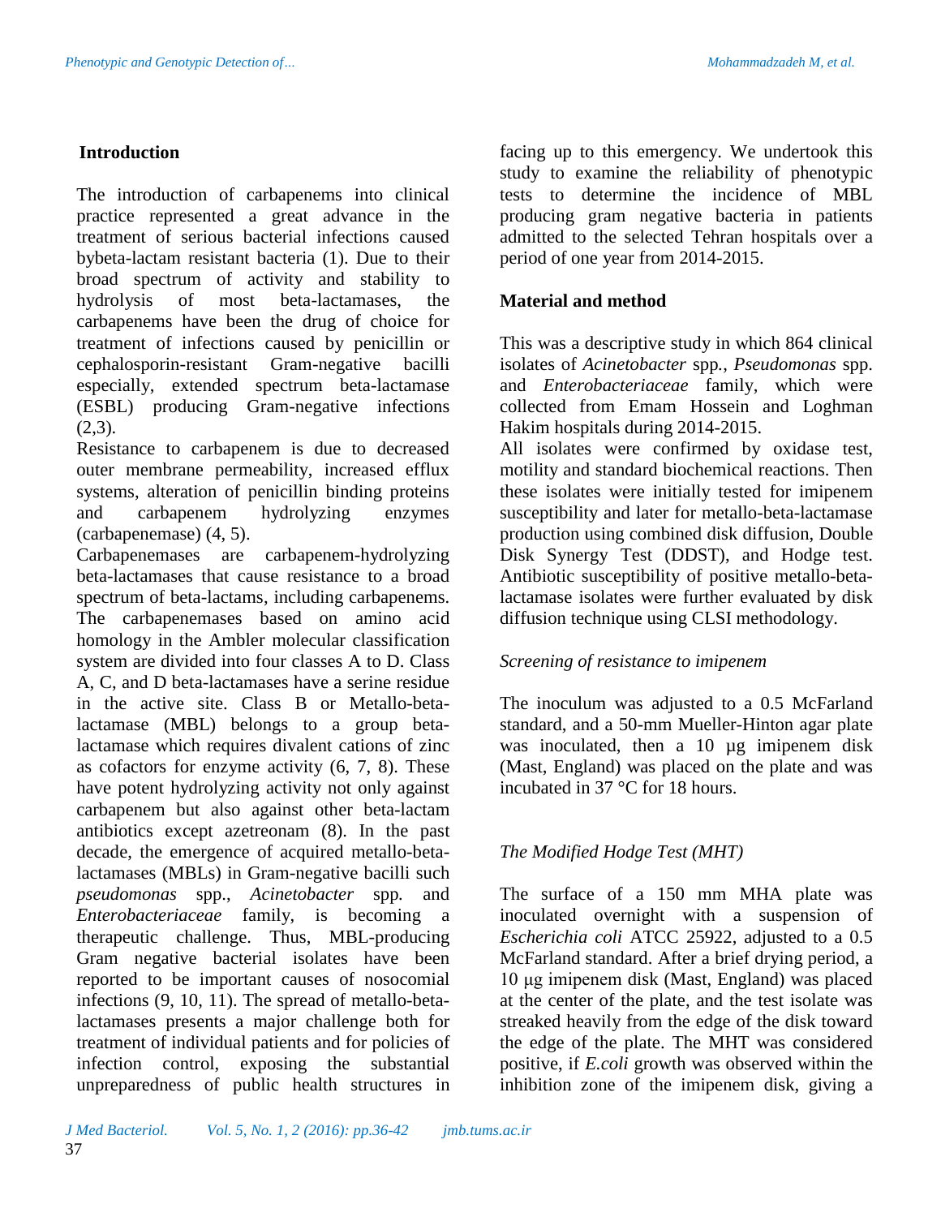## Introduction

The introduction of carbapenems into clinical practice represented a great advance in the treatment of serious bacterial infections caused bybeta-lactam resistant bacteria (1). Due to their broad spectrum of activity and stability to hydrolysis of most beta-lactamases, the carbapenems have been the drug of choice for treatment of infections caused by penicillin or cephalosporin-resistant Gram-negative bacilli especially, extended spectrum beta-lactamase (ESBL) producing Gram-negative infections (2,3).

Resistance to carbapenem is due to decreased outer membrane permeability, increased efflux systems, alteration of penicillin binding proteins and carbapenem hydrolyzing enzymes (carbapenemase) (4, 5).

Carbapenemases are carbapenem-hydrolyzing beta-lactamases that cause resistance to a broad spectrum of beta-lactams, including carbapenems. The carbapenemases based on amino acid homology in the Ambler molecular classification system are divided into four classes A to D. Class A, C, and D beta-lactamases have a serine residue in the active site. Class B or Metallo-beta-lactamase (MBL) belongs to a group beta-lactamase which requires divalent cations of zinc as cofactors for enzyme activity (6, 7, 8). These have potent hydrolyzing activity not only against carbapenem but also against other beta-lactam antibiotics except azetreonam (8). In the past decade, the emergence of acquired metallo-beta-lactamases (MBLs) in Gram-negative bacilli such *pseudomonas* spp., *Acinetobacter* spp. and *Enterobacteriaceae* family, is becoming a therapeutic challenge. Thus, MBL-producing Gram negative bacterial isolates have been reported to be important causes of nosocomial infections (9, 10, 11). The spread of metallo-beta-lactamases presents a major challenge both for treatment of individual patients and for policies of infection control, exposing the substantial unpreparedness of public health structures in facing up to this emergency. We undertook this study to examine the reliability of phenotypic tests to determine the incidence of MBL producing gram negative bacteria in patients admitted to the selected Tehran hospitals over a period of one year from 2014-2015.

## Material and method

This was a descriptive study in which 864 clinical isolates of *Acinetobacter* spp., *Pseudomonas* spp. and *Enterobacteriaceae* family, which were collected from Emam Hossein and Loghman Hakim hospitals during 2014-2015.

All isolates were confirmed by oxidase test, motility and standard biochemical reactions. Then these isolates were initially tested for imipenem susceptibility and later for metallo-beta-lactamase production using combined disk diffusion, Double Disk Synergy Test (DDST), and Hodge test. Antibiotic susceptibility of positive metallo-beta-lactamase isolates were further evaluated by disk diffusion technique using CLSI methodology.

### *Screening of resistance to imipenem*

The inoculum was adjusted to a 0.5 McFarland standard, and a 50-mm Mueller-Hinton agar plate was inoculated, then a 10 µg imipenem disk (Mast, England) was placed on the plate and was incubated in 37 °C for 18 hours.

### *The Modified Hodge Test (MHT)*

The surface of a 150 mm MHA plate was inoculated overnight with a suspension of *Escherichia coli* ATCC 25922, adjusted to a 0.5 McFarland standard. After a brief drying period, a 10 µg imipenem disk (Mast, England) was placed at the center of the plate, and the test isolate was streaked heavily from the edge of the disk toward the edge of the plate. The MHT was considered positive, if *E.coli* growth was observed within the inhibition zone of the imipenem disk, giving a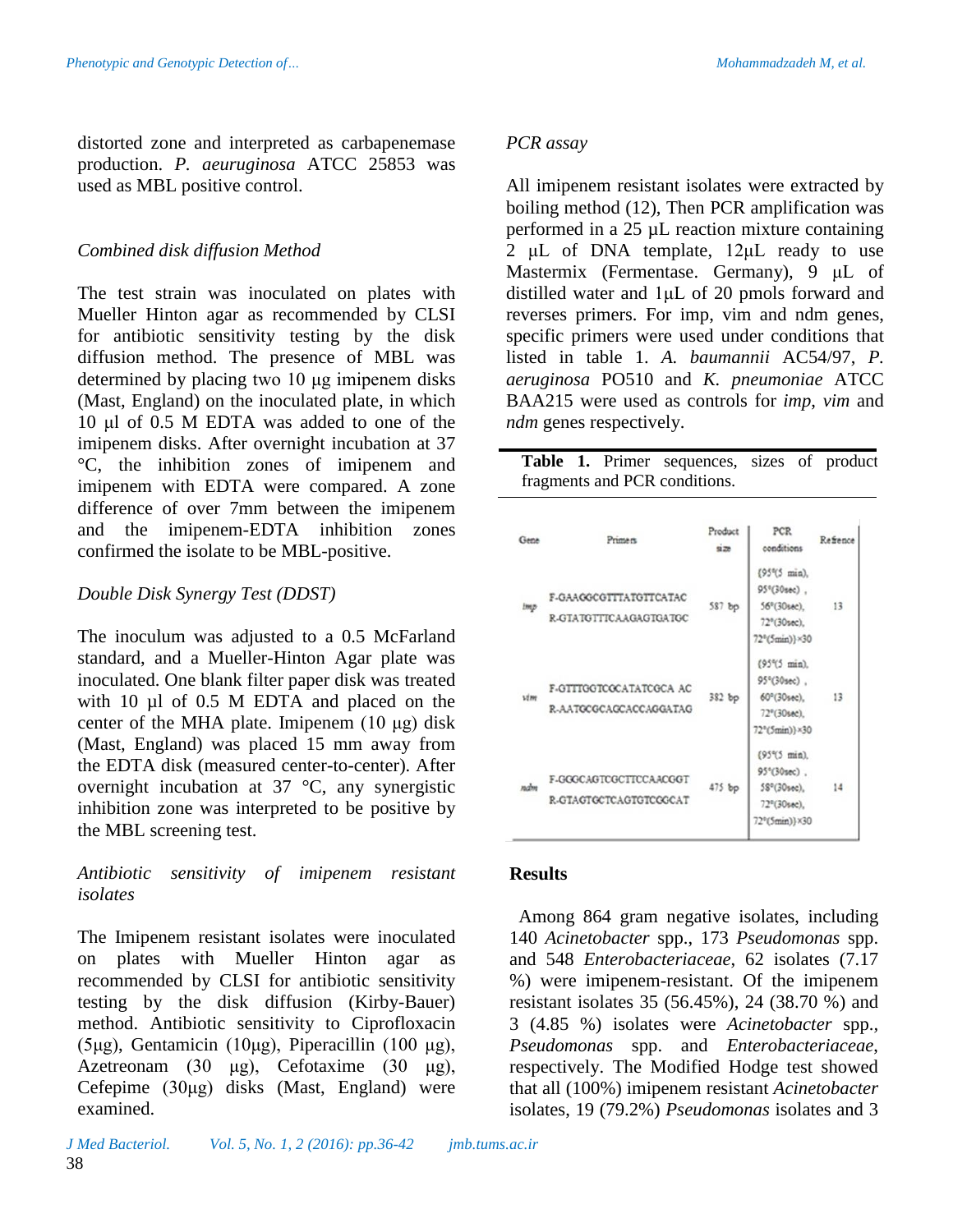distorted zone and interpreted as carbapenemase production. *P. aeuruginosa* ATCC 25853 was used as MBL positive control.

*Combined disk diffusion Method*

The test strain was inoculated on plates with Mueller Hinton agar as recommended by CLSI for antibiotic sensitivity testing by the disk diffusion method. The presence of MBL was determined by placing two 10 µg imipenem disks (Mast, England) on the inoculated plate, in which 10 µl of 0.5 M EDTA was added to one of the imipenem disks. After overnight incubation at 37 °C, the inhibition zones of imipenem and imipenem with EDTA were compared. A zone difference of over 7mm between the imipenem and the imipenem-EDTA inhibition zones confirmed the isolate to be MBL-positive.

*Double Disk Synergy Test (DDST)*

The inoculum was adjusted to a 0.5 McFarland standard, and a Mueller-Hinton Agar plate was inoculated. One blank filter paper disk was treated with 10 µl of 0.5 M EDTA and placed on the center of the MHA plate. Imipenem (10 µg) disk (Mast, England) was placed 15 mm away from the EDTA disk (measured center-to-center). After overnight incubation at 37 °C, any synergistic inhibition zone was interpreted to be positive by the MBL screening test.

*Antibiotic sensitivity of imipenem resistant isolates*

The Imipenem resistant isolates were inoculated on plates with Mueller Hinton agar as recommended by CLSI for antibiotic sensitivity testing by the disk diffusion (Kirby-Bauer) method. Antibiotic sensitivity to Ciprofloxacin (5µg), Gentamicin (10µg), Piperacillin (100 µg), Azetreonam (30 µg), Cefotaxime (30 µg), Cefepime (30µg) disks (Mast, England) were examined.

*PCR assay*

All imipenem resistant isolates were extracted by boiling method (12), Then PCR amplification was performed in a 25 µL reaction mixture containing 2 µL of DNA template, 12µL ready to use Mastermix (Fermentase. Germany), 9 µL of distilled water and 1µL of 20 pmols forward and reverses primers. For imp, vim and ndm genes, specific primers were used under conditions that listed in table 1. *A. baumannii* AC54/97, *P. aeruginosa* PO510 and *K. pneumoniae* ATCC BAA215 were used as controls for *imp*, *vim* and *ndm* genes respectively.

**Table 1.** Primer sequences, sizes of product fragments and PCR conditions.

| Gene | Primers | Product size | PCR conditions | Refence |
|---|---|---|---|---|
| *imp* | F-GAAGGCGTTTATGTTCATAC<br>R-GTATGTTTCAAGAGTGATGC | 587 bp | (95°(5 min), 95°(30sec), 56°(30sec), 72°(30sec), 72°(5min))×30 | 13 |
| *vim* | F-GTTTGGTCGCATATCGCA AC<br>R-AATGCGCAGCACCAGGATAG | 382 bp | (95°(5 min), 95°(30sec), 60°(30sec), 72°(30sec), 72°(5min))×30 | 13 |
| *ndm* | F-GGGCAGTCGCTTCCAACGGT<br>R-GTAGTGCTCAGTGTCGGCAT | 475 bp | (95°(5 min), 95°(30sec), 58°(30sec), 72°(30sec), 72°(5min))×30 | 14 |

## Results

Among 864 gram negative isolates, including 140 *Acinetobacter* spp., 173 *Pseudomonas* spp. and 548 *Enterobacteriaceae*, 62 isolates (7.17 %) were imipenem-resistant. Of the imipenem resistant isolates 35 (56.45%), 24 (38.70 %) and 3 (4.85 %) isolates were *Acinetobacter* spp., *Pseudomonas* spp. and *Enterobacteriaceae*, respectively. The Modified Hodge test showed that all (100%) imipenem resistant *Acinetobacter* isolates, 19 (79.2%) *Pseudomonas* isolates and 3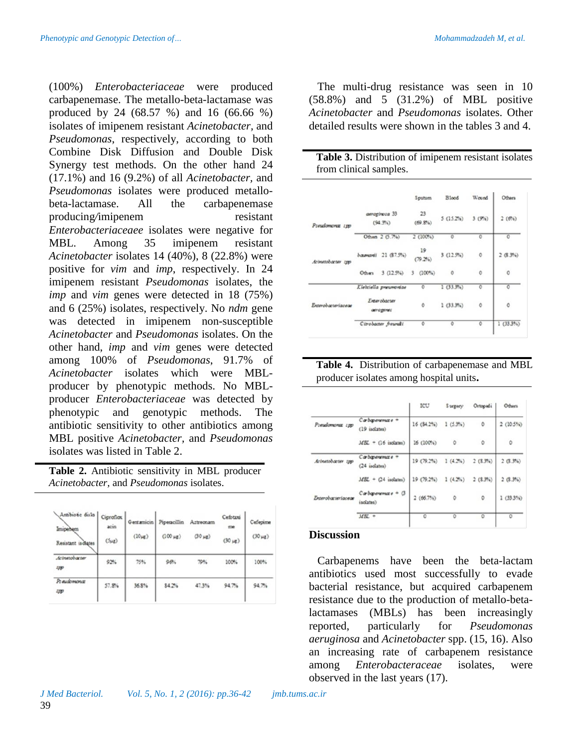(100%) *Enterobacteriaceae* were produced carbapenemase. The metallo-beta-lactamase was produced by 24 (68.57 %) and 16 (66.66 %) isolates of imipenem resistant *Acinetobacter*, and *Pseudomonas*, respectively, according to both Combine Disk Diffusion and Double Disk Synergy test methods. On the other hand 24 (17.1%) and 16 (9.2%) of all *Acinetobacter*, and *Pseudomonas* isolates were produced metallo-beta-lactamase. All the carbapenemase producing/imipenem resistant *Enterobacteriaceae* isolates were negative for MBL. Among 35 imipenem resistant *Acinetobacter* isolates 14 (40%), 8 (22.8%) were positive for *vim* and *imp*, respectively. In 24 imipenem resistant *Pseudomonas* isolates, the *imp* and *vim* genes were detected in 18 (75%) and 6 (25%) isolates, respectively. No *ndm* gene was detected in imipenem non-susceptible *Acinetobacter* and *Pseudomonas* isolates. On the other hand, *imp* and *vim* genes were detected among 100% of *Pseudomonas*, 91.7% of *Acinetobacter* isolates which were MBL-producer by phenotypic methods. No MBL-producer *Enterobacteriaceae* was detected by phenotypic and genotypic methods. The antibiotic sensitivity to other antibiotics among MBL positive *Acinetobacter*, and *Pseudomonas* isolates was listed in Table 2.

**Table 2.** Antibiotic sensitivity in MBL producer *Acinetobacter*, and *Pseudomonas* isolates.

| Antibiotic disks / Imipenem Resistant isolates | Ciprofloxacin (5μg) | Gentamicin (10μg) | Piperacillin (100 μg) | Aztreonam (30 μg) | Cefotaxime (30 μg) | Cefepime (30 μg) |
|---|---|---|---|---|---|---|
| *Acinetobacter spp* | 92% | 75% | 96% | 79% | 100% | 100% |
| *Pseudomonas spp* | 57.8% | 36.8% | 84.2% | 47.3% | 94.7% | 94.7% |

The multi-drug resistance was seen in 10 (58.8%) and 5 (31.2%) of MBL positive *Acinetobacter* and *Pseudomonas* isolates. Other detailed results were shown in the tables 3 and 4.

**Table 3.** Distribution of imipenem resistant isolates from clinical samples.

| | | Sputum | Blood | Wound | Others |
|---|---|---|---|---|---|
| *Pseudomonas spp* | *aeroginosa* 33 (94.3%) | 23 (69.8%) | 5 (15.2%) | 3 (9%) | 2 (6%) |
| | Others 2 (5.7%) | 2 (100%) | 0 | 0 | 0 |
| *Acinetobacter spp* | *baumanii* 21 (87.5%) | 19 (79.2%) | 3 (12.5%) | 0 | 2 (8.3%) |
| | Others 3 (12.5%) | 3 (100%) | 0 | 0 | 0 |
| *Enterobacteriaceae* | *Klebsiella pneumoniae* | 0 | 1 (33.3%) | 0 | 0 |
| | *Enterobacter aerogenes* | 0 | 1 (33.3%) | 0 | 0 |
| | *Citrobacter freundii* | 0 | 0 | 0 | 1 (33.3%) |

**Table 4.** Distribution of carbapenemase and MBL producer isolates among hospital units**.**

| | | ICU | Surgery | Ortopedi | Others |
|---|---|---|---|---|---|
| *Pseudomonas spp* | Carbapenemase + (19 isolates) | 16 (84.2%) | 1 (5.3%) | 0 | 2 (10.5%) |
| | MBL + (16 isolates) | 16 (100%) | 0 | 0 | 0 |
| *Acinetobacter spp* | Carbapenemase + (24 isolates) | 19 (79.2%) | 1 (4.2%) | 2 (8.3%) | 2 (8.3%) |
| | MBL + (24 isolates) | 19 (79.2%) | 1 (4.2%) | 2 (8.3%) | 2 (8.3%) |
| *Enterobacteriaceae* | Carbapenemase + (3 isolates) | 2 (66.7%) | 0 | 0 | 1 (33.3%) |
| | MBL + | 0 | 0 | 0 | 0 |

## Discussion

Carbapenems have been the beta-lactam antibiotics used most successfully to evade bacterial resistance, but acquired carbapenem resistance due to the production of metallo-beta-lactamases (MBLs) has been increasingly reported, particularly for *Pseudomonas aeruginosa* and *Acinetobacter* spp. (15, 16). Also an increasing rate of carbapenem resistance among *Enterobacteraceae* isolates, were observed in the last years (17).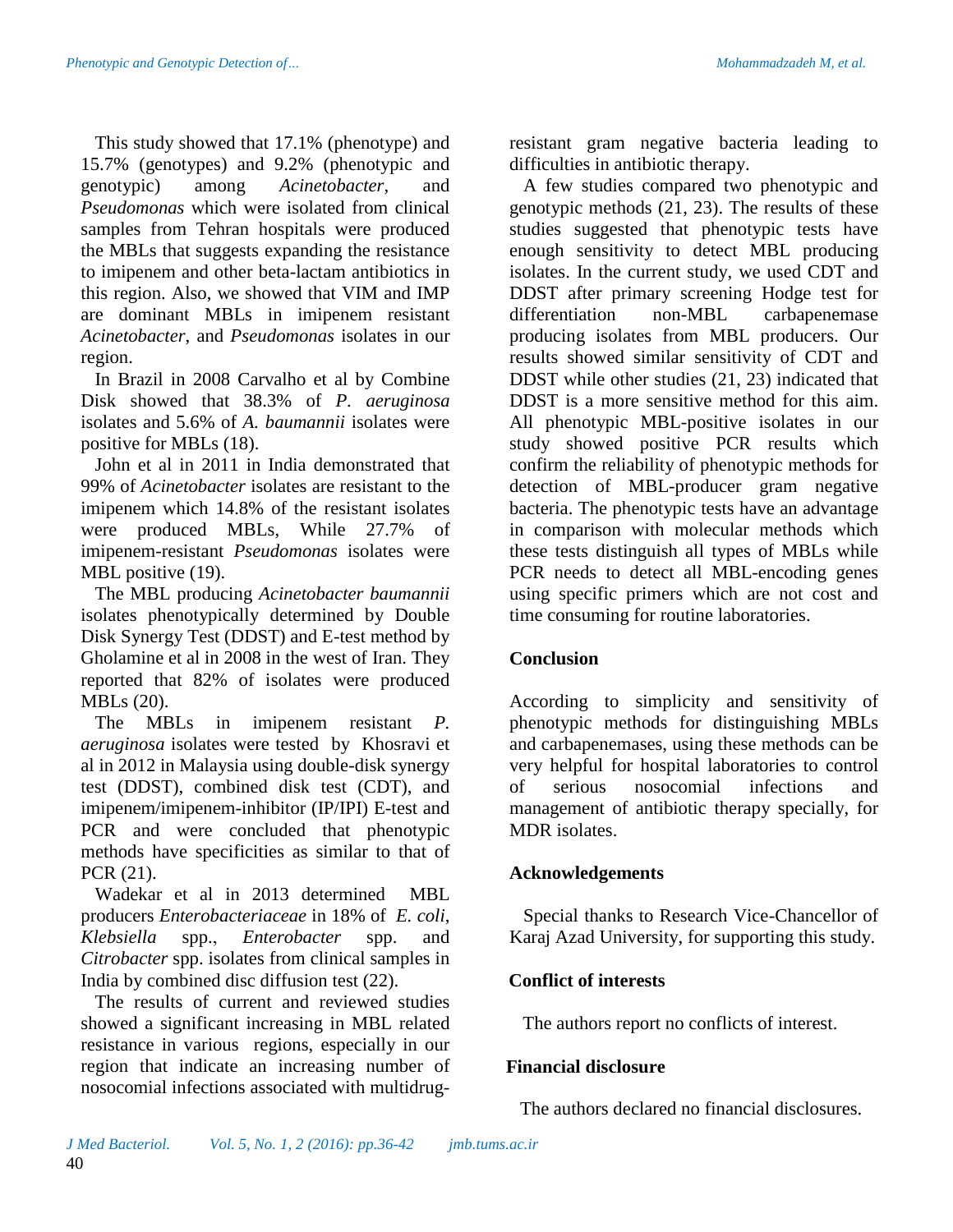This study showed that 17.1% (phenotype) and 15.7% (genotypes) and 9.2% (phenotypic and genotypic) among *Acinetobacter*, and *Pseudomonas* which were isolated from clinical samples from Tehran hospitals were produced the MBLs that suggests expanding the resistance to imipenem and other beta-lactam antibiotics in this region. Also, we showed that VIM and IMP are dominant MBLs in imipenem resistant *Acinetobacter*, and *Pseudomonas* isolates in our region.

In Brazil in 2008 Carvalho et al by Combine Disk showed that 38.3% of *P. aeruginosa* isolates and 5.6% of *A. baumannii* isolates were positive for MBLs (18).

John et al in 2011 in India demonstrated that 99% of *Acinetobacter* isolates are resistant to the imipenem which 14.8% of the resistant isolates were produced MBLs, While 27.7% of imipenem-resistant *Pseudomonas* isolates were MBL positive (19).

The MBL producing *Acinetobacter baumannii* isolates phenotypically determined by Double Disk Synergy Test (DDST) and E-test method by Gholamine et al in 2008 in the west of Iran. They reported that 82% of isolates were produced MBLs (20).

The MBLs in imipenem resistant *P. aeruginosa* isolates were tested by Khosravi et al in 2012 in Malaysia using double-disk synergy test (DDST), combined disk test (CDT), and imipenem/imipenem-inhibitor (IP/IPI) E-test and PCR and were concluded that phenotypic methods have specificities as similar to that of PCR (21).

Wadekar et al in 2013 determined MBL producers *Enterobacteriaceae* in 18% of *E. coli*, *Klebsiella* spp., *Enterobacter* spp. and *Citrobacter* spp. isolates from clinical samples in India by combined disc diffusion test (22).

The results of current and reviewed studies showed a significant increasing in MBL related resistance in various regions, especially in our region that indicate an increasing number of nosocomial infections associated with multidrug-resistant gram negative bacteria leading to difficulties in antibiotic therapy.

A few studies compared two phenotypic and genotypic methods (21, 23). The results of these studies suggested that phenotypic tests have enough sensitivity to detect MBL producing isolates. In the current study, we used CDT and DDST after primary screening Hodge test for differentiation non-MBL carbapenemase producing isolates from MBL producers. Our results showed similar sensitivity of CDT and DDST while other studies (21, 23) indicated that DDST is a more sensitive method for this aim. All phenotypic MBL-positive isolates in our study showed positive PCR results which confirm the reliability of phenotypic methods for detection of MBL-producer gram negative bacteria. The phenotypic tests have an advantage in comparison with molecular methods which these tests distinguish all types of MBLs while PCR needs to detect all MBL-encoding genes using specific primers which are not cost and time consuming for routine laboratories.

## Conclusion

According to simplicity and sensitivity of phenotypic methods for distinguishing MBLs and carbapenemases, using these methods can be very helpful for hospital laboratories to control of serious nosocomial infections and management of antibiotic therapy specially, for MDR isolates.

## Acknowledgements

Special thanks to Research Vice-Chancellor of Karaj Azad University, for supporting this study.

## Conflict of interests

The authors report no conflicts of interest.

## Financial disclosure

The authors declared no financial disclosures.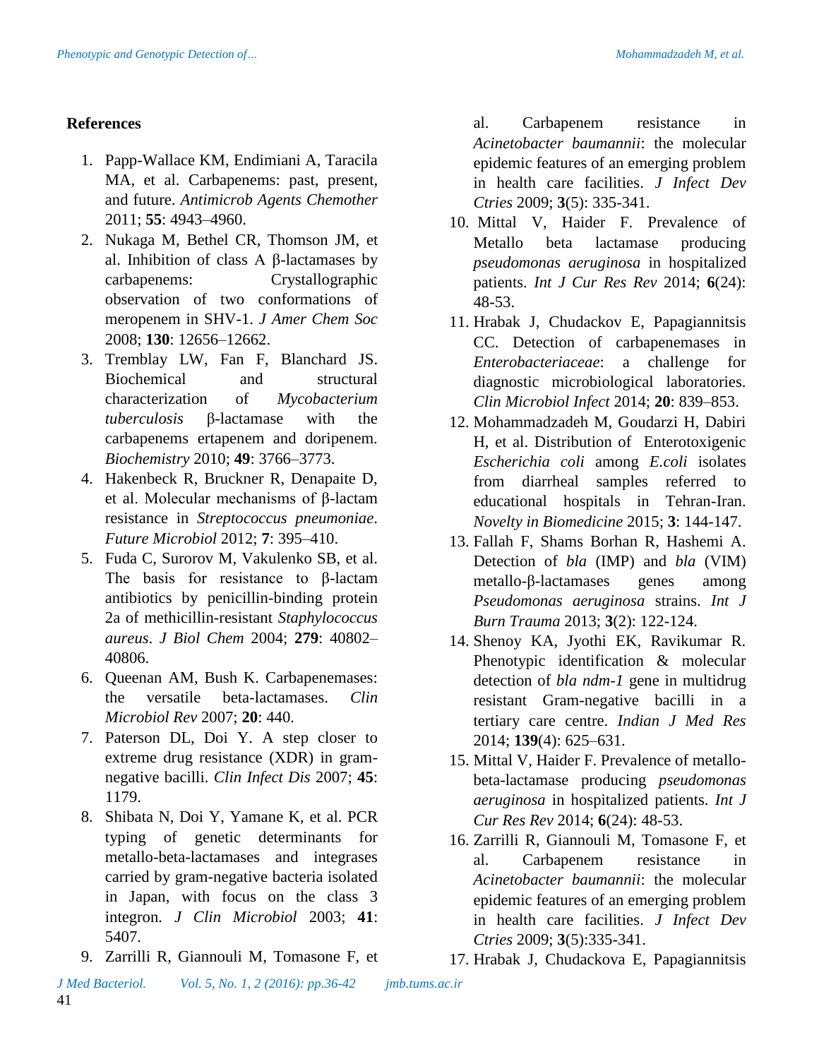## References

1. Papp-Wallace KM, Endimiani A, Taracila MA, et al. Carbapenems: past, present, and future. *Antimicrob Agents Chemother* 2011; **55**: 4943–4960.
2. Nukaga M, Bethel CR, Thomson JM, et al. Inhibition of class A β-lactamases by carbapenems: Crystallographic observation of two conformations of meropenem in SHV-1. *J Amer Chem Soc* 2008; **130**: 12656–12662.
3. Tremblay LW, Fan F, Blanchard JS. Biochemical and structural characterization of *Mycobacterium tuberculosis* β-lactamase with the carbapenems ertapenem and doripenem. *Biochemistry* 2010; **49**: 3766–3773.
4. Hakenbeck R, Bruckner R, Denapaite D, et al. Molecular mechanisms of β-lactam resistance in *Streptococcus pneumoniae*. *Future Microbiol* 2012; **7**: 395–410.
5. Fuda C, Surorov M, Vakulenko SB, et al. The basis for resistance to β-lactam antibiotics by penicillin-binding protein 2a of methicillin-resistant *Staphylococcus aureus*. *J Biol Chem* 2004; **279**: 40802–40806.
6. Queenan AM, Bush K. Carbapenemases: the versatile beta-lactamases. *Clin Microbiol Rev* 2007; **20**: 440.
7. Paterson DL, Doi Y. A step closer to extreme drug resistance (XDR) in gram-negative bacilli. *Clin Infect Dis* 2007; **45**: 1179.
8. Shibata N, Doi Y, Yamane K, et al. PCR typing of genetic determinants for metallo-beta-lactamases and integrases carried by gram-negative bacteria isolated in Japan, with focus on the class 3 integron. *J Clin Microbiol* 2003; **41**: 5407.
9. Zarrilli R, Giannouli M, Tomasone F, et al. Carbapenem resistance in *Acinetobacter baumannii*: the molecular epidemic features of an emerging problem in health care facilities. *J Infect Dev Ctries* 2009; **3**(5): 335-341.
10. Mittal V, Haider F. Prevalence of Metallo beta lactamase producing *pseudomonas aeruginosa* in hospitalized patients. *Int J Cur Res Rev* 2014; **6**(24): 48-53.
11. Hrabak J, Chudackov E, Papagiannitsis CC. Detection of carbapenemases in *Enterobacteriaceae*: a challenge for diagnostic microbiological laboratories. *Clin Microbiol Infect* 2014; **20**: 839–853.
12. Mohammadzadeh M, Goudarzi H, Dabiri H, et al. Distribution of Enterotoxigenic *Escherichia coli* among *E.coli* isolates from diarrheal samples referred to educational hospitals in Tehran-Iran. *Novelty in Biomedicine* 2015; **3**: 144-147.
13. Fallah F, Shams Borhan R, Hashemi A. Detection of *bla* (IMP) and *bla* (VIM) metallo-β-lactamases genes among *Pseudomonas aeruginosa* strains. *Int J Burn Trauma* 2013; **3**(2): 122-124.
14. Shenoy KA, Jyothi EK, Ravikumar R. Phenotypic identification & molecular detection of *bla ndm-1* gene in multidrug resistant Gram-negative bacilli in a tertiary care centre. *Indian J Med Res* 2014; **139**(4): 625–631.
15. Mittal V, Haider F. Prevalence of metallo-beta-lactamase producing *pseudomonas aeruginosa* in hospitalized patients. *Int J Cur Res Rev* 2014; **6**(24): 48-53.
16. Zarrilli R, Giannouli M, Tomasone F, et al. Carbapenem resistance in *Acinetobacter baumannii*: the molecular epidemic features of an emerging problem in health care facilities. *J Infect Dev Ctries* 2009; **3**(5):335-341.
17. Hrabak J, Chudackova E, Papagiannitsis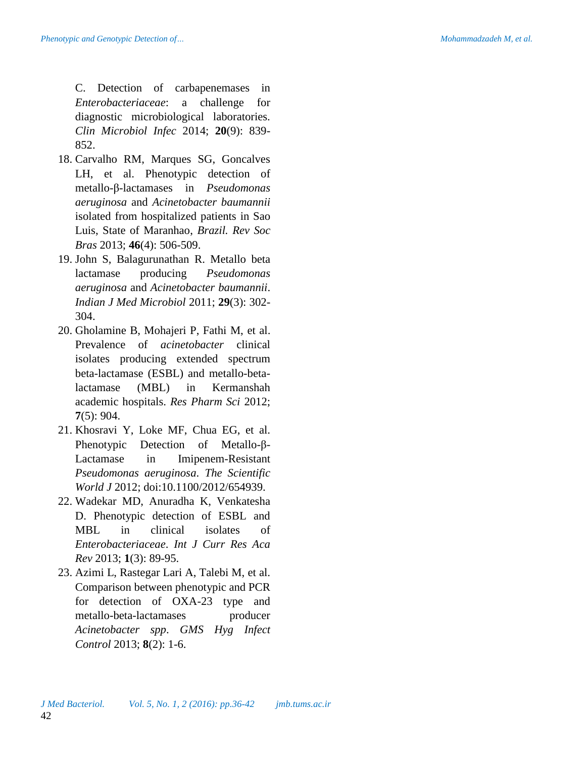C. Detection of carbapenemases in *Enterobacteriaceae*: a challenge for diagnostic microbiological laboratories. *Clin Microbiol Infec* 2014; **20**(9): 839-852.

18. Carvalho RM, Marques SG, Goncalves LH, et al. Phenotypic detection of metallo-β-lactamases in *Pseudomonas aeruginosa* and *Acinetobacter baumannii* isolated from hospitalized patients in Sao Luis, State of Maranhao, *Brazil. Rev Soc Bras* 2013; **46**(4): 506-509.
19. John S, Balagurunathan R. Metallo beta lactamase producing *Pseudomonas aeruginosa* and *Acinetobacter baumannii*. *Indian J Med Microbiol* 2011; **29**(3): 302-304.
20. Gholamine B, Mohajeri P, Fathi M, et al. Prevalence of *acinetobacter* clinical isolates producing extended spectrum beta-lactamase (ESBL) and metallo-beta-lactamase (MBL) in Kermanshah academic hospitals. *Res Pharm Sci* 2012; **7**(5): 904.
21. Khosravi Y, Loke MF, Chua EG, et al. Phenotypic Detection of Metallo-β-Lactamase in Imipenem-Resistant *Pseudomonas aeruginosa*. *The Scientific World J* 2012; doi:10.1100/2012/654939.
22. Wadekar MD, Anuradha K, Venkatesha D. Phenotypic detection of ESBL and MBL in clinical isolates of *Enterobacteriaceae*. *Int J Curr Res Aca Rev* 2013; **1**(3): 89-95.
23. Azimi L, Rastegar Lari A, Talebi M, et al. Comparison between phenotypic and PCR for detection of OXA-23 type and metallo-beta-lactamases producer *Acinetobacter spp*. *GMS Hyg Infect Control* 2013; **8**(2): 1-6.